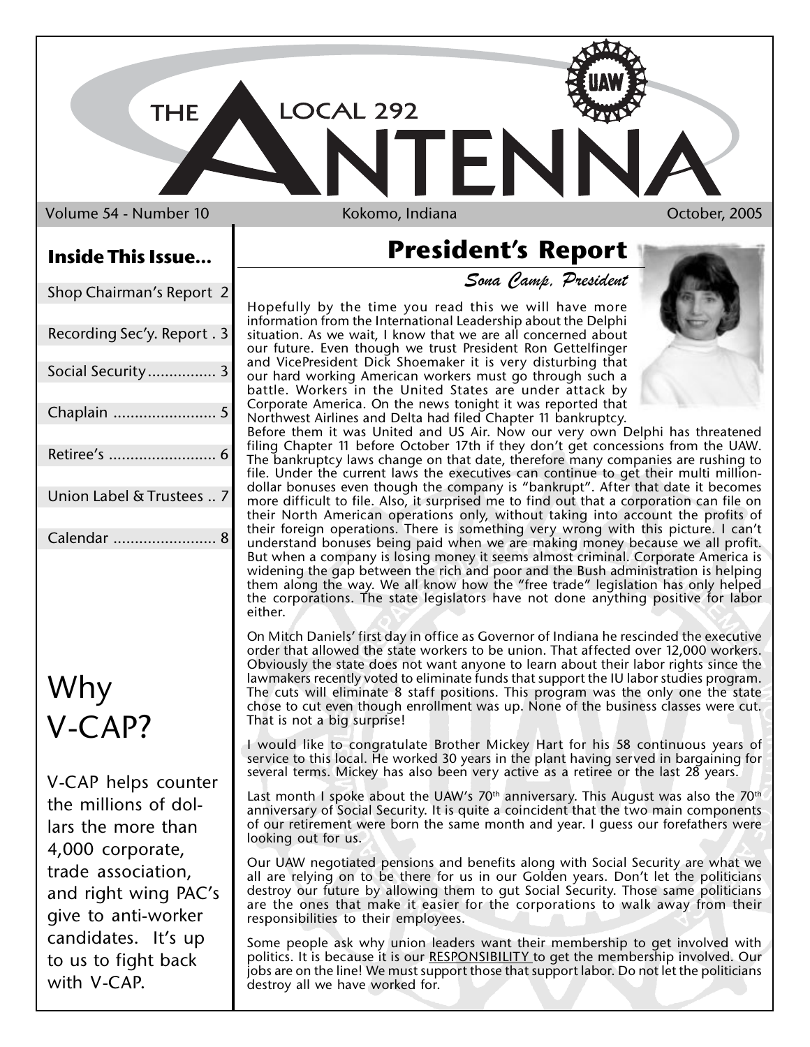# THE LOCAL 292 ANTENNA

Volume 54 - Number 10 Kokomo, Indiana October, 2005

## Inside This Issue...

- Shop Chairman's Report 2
- Recording Sec'y. Report . 3
- Social Security ................ 3
- Chaplain ........................ 5
- Retiree's ......................... 6
- Union Label & Trustees .. 7
- Calendar ........................ 8

## Why V-CAP?

V-CAP helps counter the millions of dollars the more than 4,000 corporate, trade association, and right wing PAC's give to anti-worker candidates. It's up to us to fight back with V-CAP.

## President's Report

*Sona Camp, President*

Hopefully by the time you read this we will have more information from the International Leadership about the Delphi situation. As we wait, I know that we are all concerned about our future. Even though we trust President Ron Gettelfinger and VicePresident Dick Shoemaker it is very disturbing that our hard working American workers must go through such a battle. Workers in the United States are under attack by Corporate America. On the news tonight it was reported that Northwest Airlines and Delta had filed Chapter 11 bankruptcy. Before them it was United and US Air. Now our very own Delphi has threatened filing Chapter 11 before October 17th if they don't get concessions from the UAW. The bankruptcy laws change on that date, therefore many companies are rushing to file. Under the current laws the executives can continue to get their multi million-dollar bonuses even though the company is "bankrupt". After that date it becomes more difficult to file. Also, it surprised me to find out that a corporation can file on their North American operations only, without taking into account the profits of their foreign operations. There is something very wrong with this picture. I can't understand bonuses being paid when we are making money because we all profit. But when a company is losing money it seems almost criminal. Corporate America is widening the gap between the rich and poor and the Bush administration is helping them along the way. We all know how the "free trade" legislation has only helped the corporations. The state legislators have not done anything positive for labor either.

On Mitch Daniels' first day in office as Governor of Indiana he rescinded the executive order that allowed the state workers to be union. That affected over 12,000 workers. Obviously the state does not want anyone to learn about their labor rights since the lawmakers recently voted to eliminate funds that support the IU labor studies program. The cuts will eliminate 8 staff positions. This program was the only one the state chose to cut even though enrollment was up. None of the business classes were cut. That is not a big surprise!

I would like to congratulate Brother Mickey Hart for his 58 continuous years of service to this local. He worked 30 years in the plant having served in bargaining for several terms. Mickey has also been very active as a retiree or the last 28 years.

Last month I spoke about the UAW's 70th anniversary. This August was also the 70th anniversary of Social Security. It is quite a coincident that the two main components of our retirement were born the same month and year. I guess our forefathers were looking out for us.

Our UAW negotiated pensions and benefits along with Social Security are what we all are relying on to be there for us in our Golden years. Don't let the politicians destroy our future by allowing them to gut Social Security. Those same politicians are the ones that make it easier for the corporations to walk away from their responsibilities to their employees.

Some people ask why union leaders want their membership to get involved with politics. It is because it is our RESPONSIBILITY to get the membership involved. Our jobs are on the line! We must support those that support labor. Do not let the politicians destroy all we have worked for.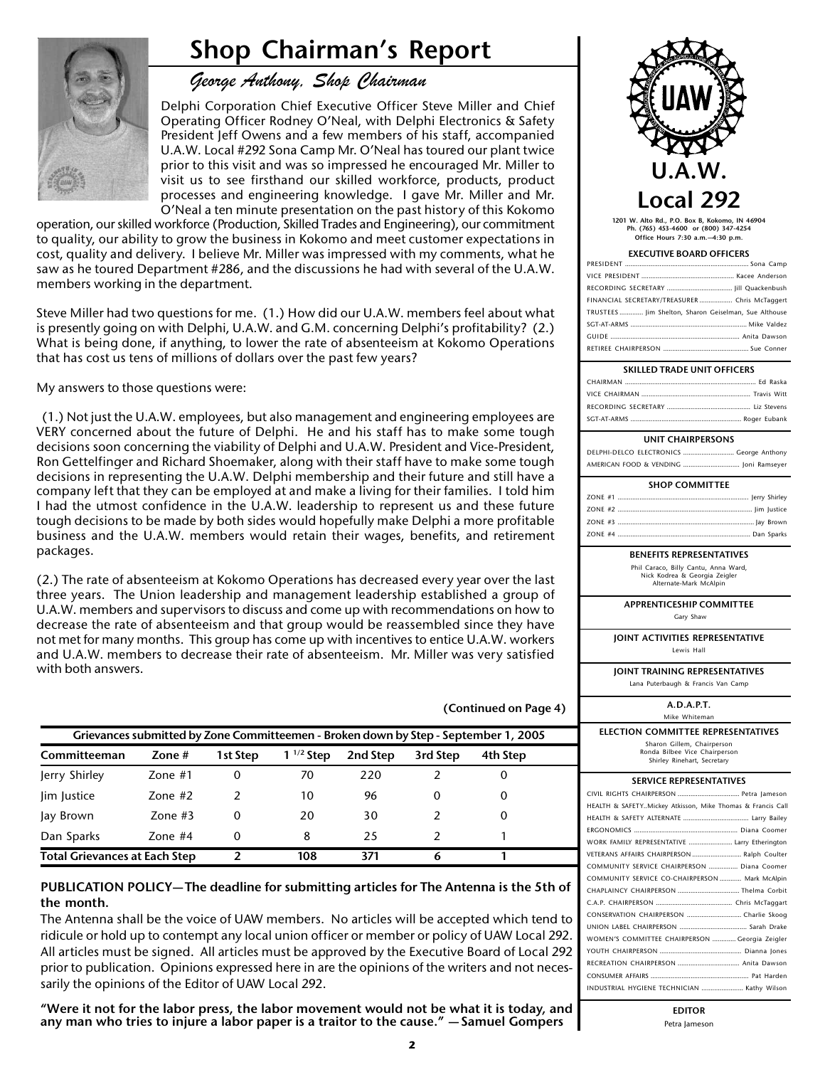# Shop Chairman's Report

*George Anthony, Shop Chairman*

Delphi Corporation Chief Executive Officer Steve Miller and Chief Operating Officer Rodney O'Neal, with Delphi Electronics & Safety President Jeff Owens and a few members of his staff, accompanied U.A.W. Local #292 Sona Camp Mr. O'Neal has toured our plant twice prior to this visit and was so impressed he encouraged Mr. Miller to visit us to see firsthand our skilled workforce, products, product processes and engineering knowledge. I gave Mr. Miller and Mr. O'Neal a ten minute presentation on the past history of this Kokomo operation, our skilled workforce (Production, Skilled Trades and Engineering), our commitment to quality, our ability to grow the business in Kokomo and meet customer expectations in cost, quality and delivery. I believe Mr. Miller was impressed with my comments, what he saw as he toured Department #286, and the discussions he had with several of the U.A.W. members working in the department.

Steve Miller had two questions for me. (1.) How did our U.A.W. members feel about what is presently going on with Delphi, U.A.W. and G.M. concerning Delphi's profitability? (2.) What is being done, if anything, to lower the rate of absenteeism at Kokomo Operations that has cost us tens of millions of dollars over the past few years?

My answers to those questions were:

(1.) Not just the U.A.W. employees, but also management and engineering employees are VERY concerned about the future of Delphi. He and his staff has to make some tough decisions soon concerning the viability of Delphi and U.A.W. President and Vice-President, Ron Gettelfinger and Richard Shoemaker, along with their staff have to make some tough decisions in representing the U.A.W. Delphi membership and their future and still have a company left that they can be employed at and make a living for their families. I told him I had the utmost confidence in the U.A.W. leadership to represent us and these future tough decisions to be made by both sides would hopefully make Delphi a more profitable business and the U.A.W. members would retain their wages, benefits, and retirement packages.

(2.) The rate of absenteeism at Kokomo Operations has decreased every year over the last three years. The Union leadership and management leadership established a group of U.A.W. members and supervisors to discuss and come up with recommendations on how to decrease the rate of absenteeism and that group would be reassembled since they have not met for many months. This group has come up with incentives to entice U.A.W. workers and U.A.W. members to decrease their rate of absenteeism. Mr. Miller was very satisfied with both answers.

**(Continued on Page 4)**

**Grievances submitted by Zone Committeemen - Broken down by Step - September 1, 2005**

| Committeeman | Zone # | 1st Step | 1 1/2 Step | 2nd Step | 3rd Step | 4th Step |
|---|---|---|---|---|---|---|
| Jerry Shirley | Zone #1 | 0 | 70 | 220 | 2 | 0 |
| Jim Justice | Zone #2 | 2 | 10 | 96 | 0 | 0 |
| Jay Brown | Zone #3 | 0 | 20 | 30 | 2 | 0 |
| Dan Sparks | Zone #4 | 0 | 8 | 25 | 2 | 1 |
| **Total Grievances at Each Step** | | **2** | **108** | **371** | **6** | **1** |

**PUBLICATION POLICY—The deadline for submitting articles for The Antenna is the 5th of the month.**

The Antenna shall be the voice of UAW members. No articles will be accepted which tend to ridicule or hold up to contempt any local union officer or member or policy of UAW Local 292. All articles must be signed. All articles must be approved by the Executive Board of Local 292 prior to publication. Opinions expressed here in are the opinions of the writers and not necessarily the opinions of the Editor of UAW Local 292.

**"Were it not for the labor press, the labor movement would not be what it is today, and any man who tries to injure a labor paper is a traitor to the cause." —Samuel Gompers**

## U.A.W. Local 292

1201 W. Alto Rd., P.O. Box B, Kokomo, IN 46904
Ph. (765) 453-4600 or (800) 347-4254
Office Hours 7:30 a.m.—4:30 p.m.

**EXECUTIVE BOARD OFFICERS**

- PRESIDENT .......... Sona Camp
- VICE PRESIDENT .......... Kacee Anderson
- RECORDING SECRETARY .......... Jill Quackenbush
- FINANCIAL SECRETARY/TREASURER .......... Chris McTaggert
- TRUSTEES .......... Jim Shelton, Sharon Geiselman, Sue Althouse
- SGT-AT-ARMS .......... Mike Valdez
- GUIDE .......... Anita Dawson
- RETIREE CHAIRPERSON .......... Sue Conner

**SKILLED TRADE UNIT OFFICERS**

- CHAIRMAN .......... Ed Raska
- VICE CHAIRMAN .......... Travis Witt
- RECORDING SECRETARY .......... Liz Stevens
- SGT-AT-ARMS .......... Roger Eubank

**UNIT CHAIRPERSONS**

- DELPHI-DELCO ELECTRONICS .......... George Anthony
- AMERICAN FOOD & VENDING .......... Joni Ramseyer

**SHOP COMMITTEE**

- ZONE #1 .......... Jerry Shirley
- ZONE #2 .......... Jim Justice
- ZONE #3 .......... Jay Brown
- ZONE #4 .......... Dan Sparks

**BENEFITS REPRESENTATIVES**

Phil Caraco, Billy Cantu, Anna Ward, Nick Kodrea & Georgia Zeigler
Alternate-Mark McAlpin

**APPRENTICESHIP COMMITTEE**

Gary Shaw

**JOINT ACTIVITIES REPRESENTATIVE**

Lewis Hall

**JOINT TRAINING REPRESENTATIVES**

Lana Puterbaugh & Francis Van Camp

**A.D.A.P.T.**

Mike Whiteman

**ELECTION COMMITTEE REPRESENTATIVES**

Sharon Gillem, Chairperson
Ronda Bilbee Vice Chairperson
Shirley Rinehart, Secretary

**SERVICE REPRESENTATIVES**

- CIVIL RIGHTS CHAIRPERSON .......... Petra Jameson
- HEALTH & SAFETY..Mickey Atkisson, Mike Thomas & Francis Call
- HEALTH & SAFETY ALTERNATE .......... Larry Bailey
- ERGONOMICS .......... Diana Coomer
- WORK FAMILY REPRESENTATIVE .......... Larry Etherington
- VETERANS AFFAIRS CHAIRPERSON .......... Ralph Coulter
- COMMUNITY SERVICE CHAIRPERSON .......... Diana Coomer
- COMMUNITY SERVICE CO-CHAIRPERSON .......... Mark McAlpin
- CHAPLAINCY CHAIRPERSON .......... Thelma Corbit
- C.A.P. CHAIRPERSON .......... Chris McTaggart
- CONSERVATION CHAIRPERSON .......... Charlie Skoog
- UNION LABEL CHAIRPERSON .......... Sarah Drake
- WOMEN'S COMMITTEE CHAIRPERSON .......... Georgia Zeigler
- YOUTH CHAIRPERSON .......... Dianna Jones
- RECREATION CHAIRPERSON .......... Anita Dawson
- CONSUMER AFFAIRS .......... Pat Harden
- INDUSTRIAL HYGIENE TECHNICIAN .......... Kathy Wilson

**EDITOR**

Petra Jameson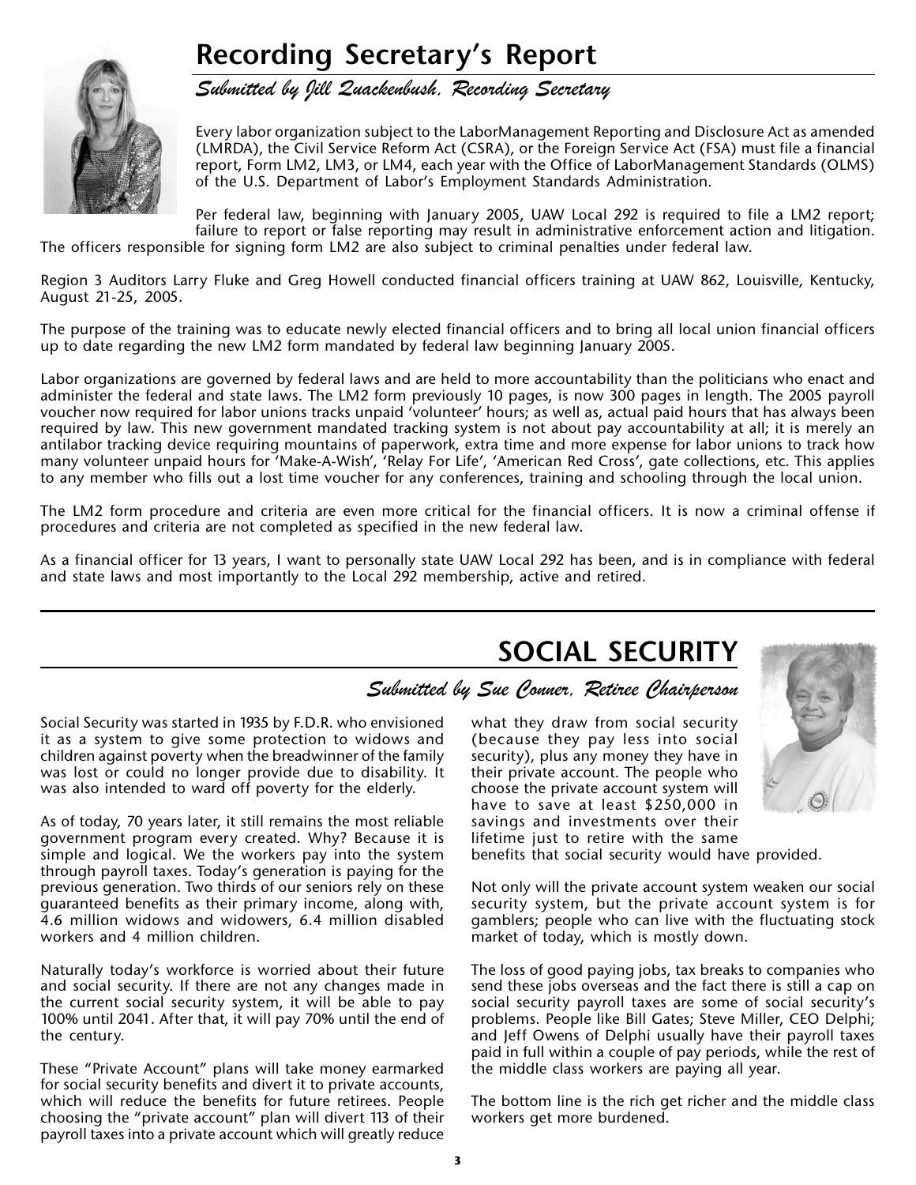# Recording Secretary's Report

*Submitted by Jill Quackenbush, Recording Secretary*

Every labor organization subject to the LaborManagement Reporting and Disclosure Act as amended (LMRDA), the Civil Service Reform Act (CSRA), or the Foreign Service Act (FSA) must file a financial report, Form LM2, LM3, or LM4, each year with the Office of LaborManagement Standards (OLMS) of the U.S. Department of Labor's Employment Standards Administration.

Per federal law, beginning with January 2005, UAW Local 292 is required to file a LM2 report; failure to report or false reporting may result in administrative enforcement action and litigation. The officers responsible for signing form LM2 are also subject to criminal penalties under federal law.

Region 3 Auditors Larry Fluke and Greg Howell conducted financial officers training at UAW 862, Louisville, Kentucky, August 21-25, 2005.

The purpose of the training was to educate newly elected financial officers and to bring all local union financial officers up to date regarding the new LM2 form mandated by federal law beginning January 2005.

Labor organizations are governed by federal laws and are held to more accountability than the politicians who enact and administer the federal and state laws. The LM2 form previously 10 pages, is now 300 pages in length. The 2005 payroll voucher now required for labor unions tracks unpaid 'volunteer' hours; as well as, actual paid hours that has always been required by law. This new government mandated tracking system is not about pay accountability at all; it is merely an antilabor tracking device requiring mountains of paperwork, extra time and more expense for labor unions to track how many volunteer unpaid hours for 'Make-A-Wish', 'Relay For Life', 'American Red Cross', gate collections, etc. This applies to any member who fills out a lost time voucher for any conferences, training and schooling through the local union.

The LM2 form procedure and criteria are even more critical for the financial officers. It is now a criminal offense if procedures and criteria are not completed as specified in the new federal law.

As a financial officer for 13 years, I want to personally state UAW Local 292 has been, and is in compliance with federal and state laws and most importantly to the Local 292 membership, active and retired.

# SOCIAL SECURITY

*Submitted by Sue Conner, Retiree Chairperson*

Social Security was started in 1935 by F.D.R. who envisioned it as a system to give some protection to widows and children against poverty when the breadwinner of the family was lost or could no longer provide due to disability. It was also intended to ward off poverty for the elderly.

As of today, 70 years later, it still remains the most reliable government program every created. Why? Because it is simple and logical. We the workers pay into the system through payroll taxes. Today's generation is paying for the previous generation. Two thirds of our seniors rely on these guaranteed benefits as their primary income, along with, 4.6 million widows and widowers, 6.4 million disabled workers and 4 million children.

Naturally today's workforce is worried about their future and social security. If there are not any changes made in the current social security system, it will be able to pay 100% until 2041. After that, it will pay 70% until the end of the century.

These "Private Account" plans will take money earmarked for social security benefits and divert it to private accounts, which will reduce the benefits for future retirees. People choosing the "private account" plan will divert 113 of their payroll taxes into a private account which will greatly reduce what they draw from social security (because they pay less into social security), plus any money they have in their private account. The people who choose the private account system will have to save at least $250,000 in savings and investments over their lifetime just to retire with the same benefits that social security would have provided.

Not only will the private account system weaken our social security system, but the private account system is for gamblers; people who can live with the fluctuating stock market of today, which is mostly down.

The loss of good paying jobs, tax breaks to companies who send these jobs overseas and the fact there is still a cap on social security payroll taxes are some of social security's problems. People like Bill Gates; Steve Miller, CEO Delphi; and Jeff Owens of Delphi usually have their payroll taxes paid in full within a couple of pay periods, while the rest of the middle class workers are paying all year.

The bottom line is the rich get richer and the middle class workers get more burdened.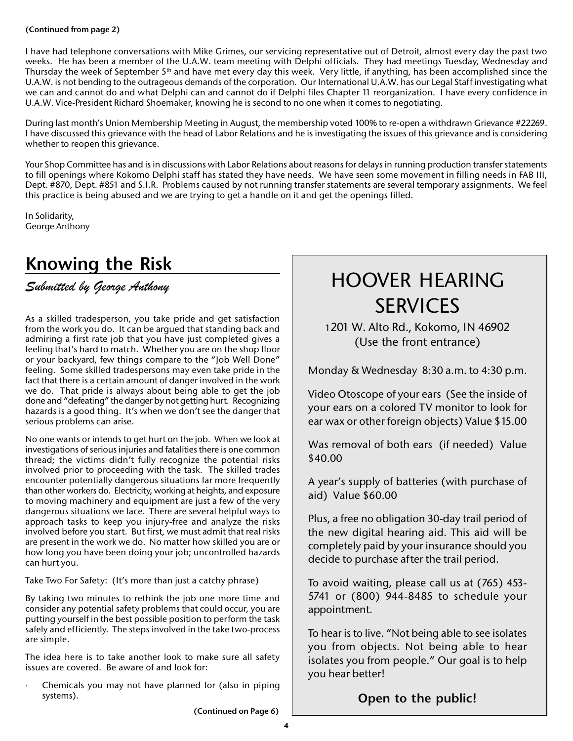**(Continued from page 2)**

I have had telephone conversations with Mike Grimes, our servicing representative out of Detroit, almost every day the past two weeks. He has been a member of the U.A.W. team meeting with Delphi officials. They had meetings Tuesday, Wednesday and Thursday the week of September 5th and have met every day this week. Very little, if anything, has been accomplished since the U.A.W. is not bending to the outrageous demands of the corporation. Our International U.A.W. has our Legal Staff investigating what we can and cannot do and what Delphi can and cannot do if Delphi files Chapter 11 reorganization. I have every confidence in U.A.W. Vice-President Richard Shoemaker, knowing he is second to no one when it comes to negotiating.

During last month's Union Membership Meeting in August, the membership voted 100% to re-open a withdrawn Grievance #22269. I have discussed this grievance with the head of Labor Relations and he is investigating the issues of this grievance and is considering whether to reopen this grievance.

Your Shop Committee has and is in discussions with Labor Relations about reasons for delays in running production transfer statements to fill openings where Kokomo Delphi staff has stated they have needs. We have seen some movement in filling needs in FAB III, Dept. #870, Dept. #851 and S.I.R. Problems caused by not running transfer statements are several temporary assignments. We feel this practice is being abused and we are trying to get a handle on it and get the openings filled.

In Solidarity,
George Anthony

## Knowing the Risk

*Submitted by George Anthony*

As a skilled tradesperson, you take pride and get satisfaction from the work you do. It can be argued that standing back and admiring a first rate job that you have just completed gives a feeling that's hard to match. Whether you are on the shop floor or your backyard, few things compare to the "Job Well Done" feeling. Some skilled tradespersons may even take pride in the fact that there is a certain amount of danger involved in the work we do. That pride is always about being able to get the job done and "defeating" the danger by not getting hurt. Recognizing hazards is a good thing. It's when we don't see the danger that serious problems can arise.

No one wants or intends to get hurt on the job. When we look at investigations of serious injuries and fatalities there is one common thread; the victims didn't fully recognize the potential risks involved prior to proceeding with the task. The skilled trades encounter potentially dangerous situations far more frequently than other workers do. Electricity, working at heights, and exposure to moving machinery and equipment are just a few of the very dangerous situations we face. There are several helpful ways to approach tasks to keep you injury-free and analyze the risks involved before you start. But first, we must admit that real risks are present in the work we do. No matter how skilled you are or how long you have been doing your job; uncontrolled hazards can hurt you.

Take Two For Safety: (It's more than just a catchy phrase)

By taking two minutes to rethink the job one more time and consider any potential safety problems that could occur, you are putting yourself in the best possible position to perform the task safely and efficiently. The steps involved in the take two-process are simple.

The idea here is to take another look to make sure all safety issues are covered. Be aware of and look for:

- Chemicals you may not have planned for (also in piping systems).

**(Continued on Page 6)**

# HOOVER HEARING SERVICES

1201 W. Alto Rd., Kokomo, IN 46902
(Use the front entrance)

Monday & Wednesday 8:30 a.m. to 4:30 p.m.

Video Otoscope of your ears (See the inside of your ears on a colored TV monitor to look for ear wax or other foreign objects) Value $15.00

Was removal of both ears (if needed) Value $40.00

A year's supply of batteries (with purchase of aid) Value $60.00

Plus, a free no obligation 30-day trail period of the new digital hearing aid. This aid will be completely paid by your insurance should you decide to purchase after the trail period.

To avoid waiting, please call us at (765) 453-5741 or (800) 944-8485 to schedule your appointment.

To hear is to live. "Not being able to see isolates you from objects. Not being able to hear isolates you from people." Our goal is to help you hear better!

**Open to the public!**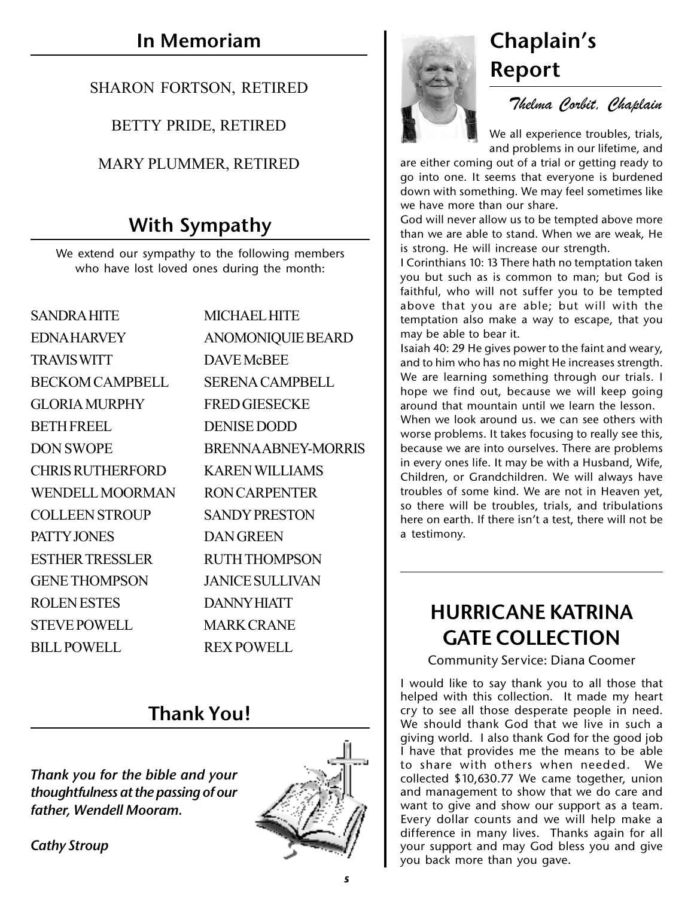## In Memoriam

SHARON FORTSON, RETIRED

BETTY PRIDE, RETIRED

MARY PLUMMER, RETIRED

## With Sympathy

We extend our sympathy to the following members who have lost loved ones during the month:

| | |
|---|---|
| SANDRA HITE | MICHAEL HITE |
| EDNA HARVEY | ANOMONIQUIE BEARD |
| TRAVIS WITT | DAVE McBEE |
| BECKOM CAMPBELL | SERENA CAMPBELL |
| GLORIA MURPHY | FRED GIESECKE |
| BETH FREEL | DENISE DODD |
| DON SWOPE | BRENNA ABNEY-MORRIS |
| CHRIS RUTHERFORD | KAREN WILLIAMS |
| WENDELL MOORMAN | RON CARPENTER |
| COLLEEN STROUP | SANDY PRESTON |
| PATTY JONES | DAN GREEN |
| ESTHER TRESSLER | RUTH THOMPSON |
| GENE THOMPSON | JANICE SULLIVAN |
| ROLEN ESTES | DANNY HIATT |
| STEVE POWELL | MARK CRANE |
| BILL POWELL | REX POWELL |

## Thank You!

***Thank you for the bible and your thoughtfulness at the passing of our father, Wendell Mooram.***

***Cathy Stroup***

## Chaplain's Report

*Thelma Corbit, Chaplain*

We all experience troubles, trials, and problems in our lifetime, and are either coming out of a trial or getting ready to go into one. It seems that everyone is burdened down with something. We may feel sometimes like we have more than our share.

God will never allow us to be tempted above more than we are able to stand. When we are weak, He is strong. He will increase our strength.

I Corinthians 10: 13 There hath no temptation taken you but such as is common to man; but God is faithful, who will not suffer you to be tempted above that you are able; but will with the temptation also make a way to escape, that you may be able to bear it.

Isaiah 40: 29 He gives power to the faint and weary, and to him who has no might He increases strength.

We are learning something through our trials. I hope we find out, because we will keep going around that mountain until we learn the lesson.

When we look around us. we can see others with worse problems. It takes focusing to really see this, because we are into ourselves. There are problems in every ones life. It may be with a Husband, Wife, Children, or Grandchildren. We will always have troubles of some kind. We are not in Heaven yet, so there will be troubles, trials, and tribulations here on earth. If there isn't a test, there will not be a testimony.

## HURRICANE KATRINA GATE COLLECTION

Community Service: Diana Coomer

I would like to say thank you to all those that helped with this collection. It made my heart cry to see all those desperate people in need. We should thank God that we live in such a giving world. I also thank God for the good job I have that provides me the means to be able to share with others when needed. We collected $10,630.77 We came together, union and management to show that we do care and want to give and show our support as a team. Every dollar counts and we will help make a difference in many lives. Thanks again for all your support and may God bless you and give you back more than you gave.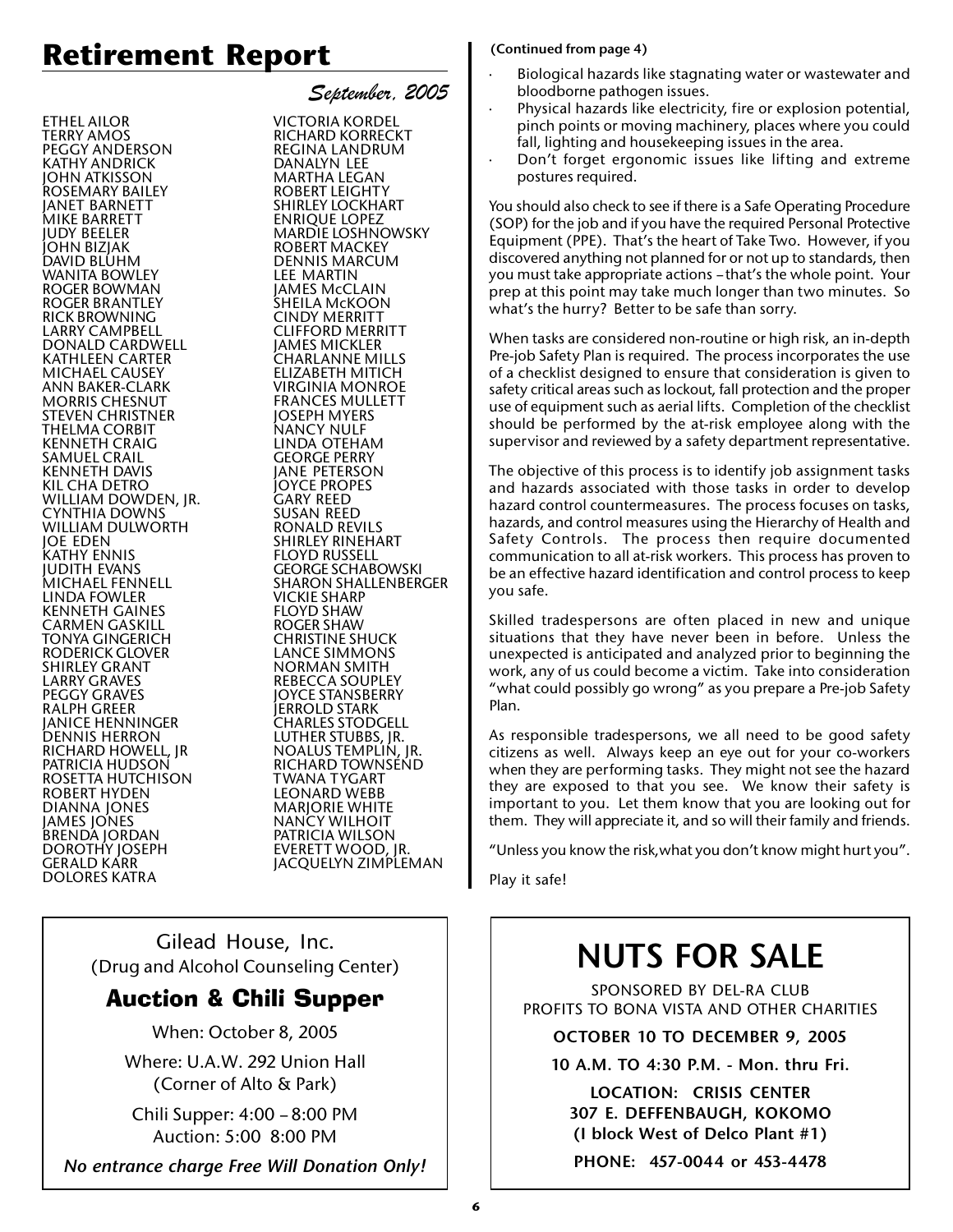# Retirement Report

*September, 2005*

ETHEL AILOR
TERRY AMOS
PEGGY ANDERSON
KATHY ANDRICK
JOHN ATKISSON
ROSEMARY BAILEY
JANET BARNETT
MIKE BARRETT
JUDY BEELER
JOHN BIZJAK
DAVID BLUHM
WANITA BOWLEY
ROGER BOWMAN
ROGER BRANTLEY
RICK BROWNING
LARRY CAMPBELL
DONALD CARDWELL
KATHLEEN CARTER
MICHAEL CAUSEY
ANN BAKER-CLARK
MORRIS CHESNUT
STEVEN CHRISTNER
THELMA CORBIT
KENNETH CRAIG
SAMUEL CRAIL
KENNETH DAVIS
KIL CHA DETRO
WILLIAM DOWDEN, JR.
CYNTHIA DOWNS
WILLIAM DULWORTH
JOE EDEN
KATHY ENNIS
JUDITH EVANS
MICHAEL FENNELL
LINDA FOWLER
KENNETH GAINES
CARMEN GASKILL
TONYA GINGERICH
RODERICK GLOVER
SHIRLEY GRANT
LARRY GRAVES
PEGGY GRAVES
RALPH GREER
JANICE HENNINGER
DENNIS HERRON
RICHARD HOWELL, JR
PATRICIA HUDSON
ROSETTA HUTCHISON
ROBERT HYDEN
DIANNA JONES
JAMES JONES
BRENDA JORDAN
DOROTHY JOSEPH
GERALD KARR
DOLORES KATRA
VICTORIA KORDEL
RICHARD KORRECKT
REGINA LANDRUM
DANALYN LEE
MARTHA LEGAN
ROBERT LEIGHTY
SHIRLEY LOCKHART
ENRIQUE LOPEZ
MARDIE LOSHNOWSKY
ROBERT MACKEY
DENNIS MARCUM
LEE MARTIN
JAMES McCLAIN
SHEILA McKOON
CINDY MERRITT
CLIFFORD MERRITT
JAMES MICKLER
CHARLANNE MILLS
ELIZABETH MITICH
VIRGINIA MONROE
FRANCES MULLETT
JOSEPH MYERS
NANCY NULF
LINDA OTEHAM
GEORGE PERRY
JANE PETERSON
JOYCE PROPES
GARY REED
SUSAN REED
RONALD REVILS
SHIRLEY RINEHART
FLOYD RUSSELL
GEORGE SCHABOWSKI
SHARON SHALLENBERGER
VICKIE SHARP
FLOYD SHAW
ROGER SHAW
CHRISTINE SHUCK
LANCE SIMMONS
NORMAN SMITH
REBECCA SOUPLEY
JOYCE STANSBERRY
JERROLD STARK
CHARLES STODGELL
LUTHER STUBBS, JR.
NOALUS TEMPLIN, JR.
RICHARD TOWNSEND
TWANA TYGART
LEONARD WEBB
MARJORIE WHITE
NANCY WILHOIT
PATRICIA WILSON
EVERETT WOOD, JR.
JACQUELYN ZIMPLEMAN

**(Continued from page 4)**

- Biological hazards like stagnating water or wastewater and bloodborne pathogen issues.
- Physical hazards like electricity, fire or explosion potential, pinch points or moving machinery, places where you could fall, lighting and housekeeping issues in the area.
- Don't forget ergonomic issues like lifting and extreme postures required.

You should also check to see if there is a Safe Operating Procedure (SOP) for the job and if you have the required Personal Protective Equipment (PPE). That's the heart of Take Two. However, if you discovered anything not planned for or not up to standards, then you must take appropriate actions – that's the whole point. Your prep at this point may take much longer than two minutes. So what's the hurry? Better to be safe than sorry.

When tasks are considered non-routine or high risk, an in-depth Pre-job Safety Plan is required. The process incorporates the use of a checklist designed to ensure that consideration is given to safety critical areas such as lockout, fall protection and the proper use of equipment such as aerial lifts. Completion of the checklist should be performed by the at-risk employee along with the supervisor and reviewed by a safety department representative.

The objective of this process is to identify job assignment tasks and hazards associated with those tasks in order to develop hazard control countermeasures. The process focuses on tasks, hazards, and control measures using the Hierarchy of Health and Safety Controls. The process then require documented communication to all at-risk workers. This process has proven to be an effective hazard identification and control process to keep you safe.

Skilled tradespersons are often placed in new and unique situations that they have never been in before. Unless the unexpected is anticipated and analyzed prior to beginning the work, any of us could become a victim. Take into consideration "what could possibly go wrong" as you prepare a Pre-job Safety Plan.

As responsible tradespersons, we all need to be good safety citizens as well. Always keep an eye out for your co-workers when they are performing tasks. They might not see the hazard they are exposed to that you see. We know their safety is important to you. Let them know that you are looking out for them. They will appreciate it, and so will their family and friends.

"Unless you know the risk,what you don't know might hurt you".

Play it safe!

---

Gilead House, Inc.
(Drug and Alcohol Counseling Center)

## Auction & Chili Supper

When: October 8, 2005

Where: U.A.W. 292 Union Hall
(Corner of Alto & Park)

Chili Supper: 4:00 – 8:00 PM
Auction: 5:00 8:00 PM

*No entrance charge Free Will Donation Only!*

---

# NUTS FOR SALE

SPONSORED BY DEL-RA CLUB
PROFITS TO BONA VISTA AND OTHER CHARITIES

**OCTOBER 10 TO DECEMBER 9, 2005**

**10 A.M. TO 4:30 P.M. - Mon. thru Fri.**

**LOCATION: CRISIS CENTER**
**307 E. DEFFENBAUGH, KOKOMO**
**(I block West of Delco Plant #1)**

**PHONE: 457-0044 or 453-4478**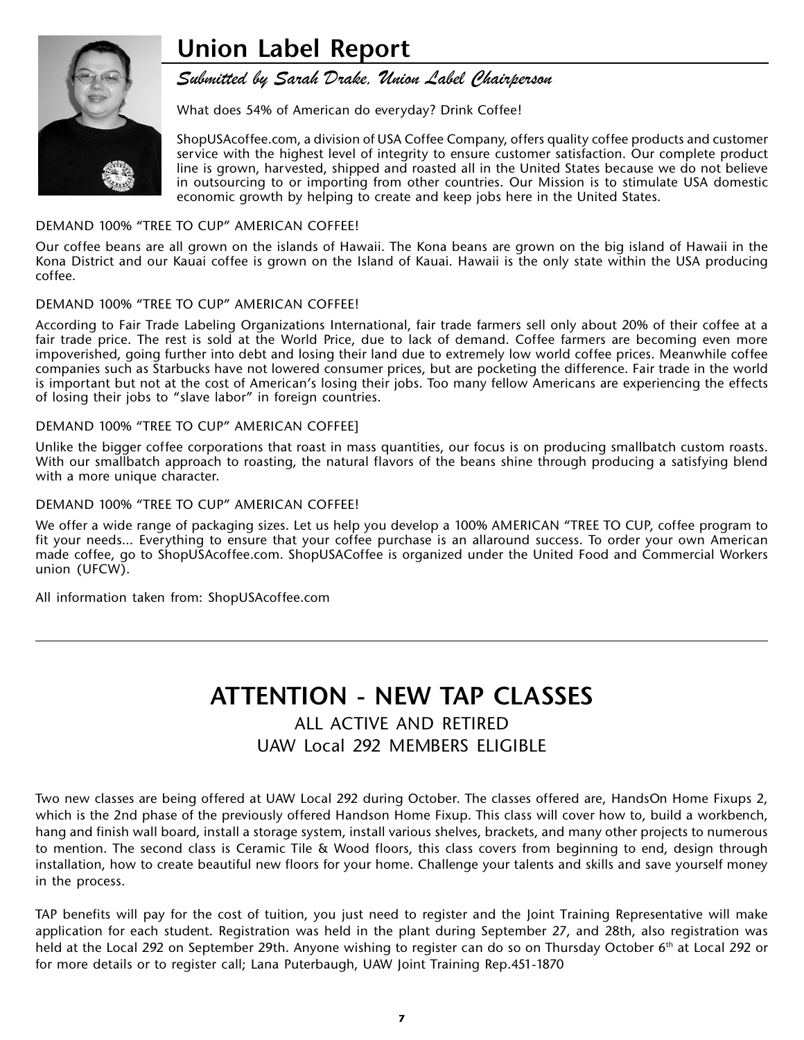## Union Label Report

*Submitted by Sarah Drake, Union Label Chairperson*

What does 54% of American do everyday? Drink Coffee!

ShopUSAcoffee.com, a division of USA Coffee Company, offers quality coffee products and customer service with the highest level of integrity to ensure customer satisfaction. Our complete product line is grown, harvested, shipped and roasted all in the United States because we do not believe in outsourcing to or importing from other countries. Our Mission is to stimulate USA domestic economic growth by helping to create and keep jobs here in the United States.

DEMAND 100% "TREE TO CUP" AMERICAN COFFEE!

Our coffee beans are all grown on the islands of Hawaii. The Kona beans are grown on the big island of Hawaii in the Kona District and our Kauai coffee is grown on the Island of Kauai. Hawaii is the only state within the USA producing coffee.

DEMAND 100% "TREE TO CUP" AMERICAN COFFEE!

According to Fair Trade Labeling Organizations International, fair trade farmers sell only about 20% of their coffee at a fair trade price. The rest is sold at the World Price, due to lack of demand. Coffee farmers are becoming even more impoverished, going further into debt and losing their land due to extremely low world coffee prices. Meanwhile coffee companies such as Starbucks have not lowered consumer prices, but are pocketing the difference. Fair trade in the world is important but not at the cost of American's losing their jobs. Too many fellow Americans are experiencing the effects of losing their jobs to "slave labor" in foreign countries.

DEMAND 100% "TREE TO CUP" AMERICAN COFFEE]

Unlike the bigger coffee corporations that roast in mass quantities, our focus is on producing smallbatch custom roasts. With our smallbatch approach to roasting, the natural flavors of the beans shine through producing a satisfying blend with a more unique character.

DEMAND 100% "TREE TO CUP" AMERICAN COFFEE!

We offer a wide range of packaging sizes. Let us help you develop a 100% AMERICAN "TREE TO CUP, coffee program to fit your needs... Everything to ensure that your coffee purchase is an allaround success. To order your own American made coffee, go to ShopUSAcoffee.com. ShopUSACoffee is organized under the United Food and Commercial Workers union (UFCW).

All information taken from: ShopUSAcoffee.com

---

## ATTENTION - NEW TAP CLASSES

ALL ACTIVE AND RETIRED
UAW Local 292 MEMBERS ELIGIBLE

Two new classes are being offered at UAW Local 292 during October. The classes offered are, HandsOn Home Fixups 2, which is the 2nd phase of the previously offered Handson Home Fixup. This class will cover how to, build a workbench, hang and finish wall board, install a storage system, install various shelves, brackets, and many other projects to numerous to mention. The second class is Ceramic Tile & Wood floors, this class covers from beginning to end, design through installation, how to create beautiful new floors for your home. Challenge your talents and skills and save yourself money in the process.

TAP benefits will pay for the cost of tuition, you just need to register and the Joint Training Representative will make application for each student. Registration was held in the plant during September 27, and 28th, also registration was held at the Local 292 on September 29th. Anyone wishing to register can do so on Thursday October 6th at Local 292 or for more details or to register call; Lana Puterbaugh, UAW Joint Training Rep.451-1870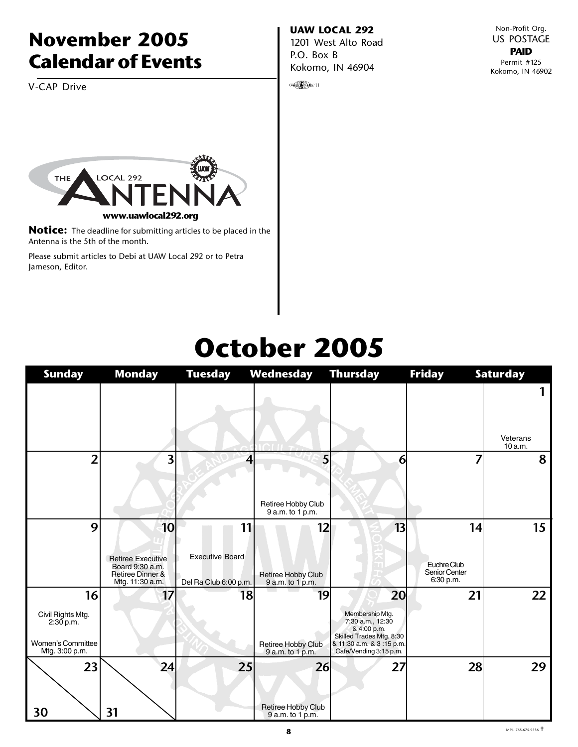# November 2005 Calendar of Events

V-CAP Drive

**UAW LOCAL 292**
1201 West Alto Road
P.O. Box B
Kokomo, IN 46904

Non-Profit Org.
US POSTAGE
**PAID**
Permit #125
Kokomo, IN 46902

THE LOCAL 292 ANTENNA

www.uawlocal292.org

**Notice:** The deadline for submitting articles to be placed in the Antenna is the 5th of the month.

Please submit articles to Debi at UAW Local 292 or to Petra Jameson, Editor.

# October 2005

| Sunday | Monday | Tuesday | Wednesday | Thursday | Friday | Saturday |
|---|---|---|---|---|---|---|
| | | | | | | 1 Veterans 10 a.m. |
| 2 | 3 | 4 | 5 Retiree Hobby Club 9 a.m. to 1 p.m. | 6 | 7 | 8 |
| 9 | 10 Retiree Executive Board 9:30 a.m. Retiree Dinner & Mtg. 11:30 a.m. | 11 Executive Board Del Ra Club 6:00 p.m. | 12 Retiree Hobby Club 9 a.m. to 1 p.m. | 13 | 14 Euchre Club Senior Center 6:30 p.m. | 15 |
| 16 Civil Rights Mtg. 2:30 p.m. Women's Committee Mtg. 3:00 p.m. | 17 | 18 | 19 Retiree Hobby Club 9 a.m. to 1 p.m. | 20 Membership Mtg. 7:30 a.m., 12:30 & 4:00 p.m. Skilled Trades Mtg. 8:30 & 11:30 a.m. & 3 :15 p.m. Cafe/Vending 3:15 p.m. | 21 | 22 |
| 23 / 30 | 24 / 31 | 25 | 26 Retiree Hobby Club 9 a.m. to 1 p.m. | 27 | 28 | 29 |

MPI, 765.675.9556